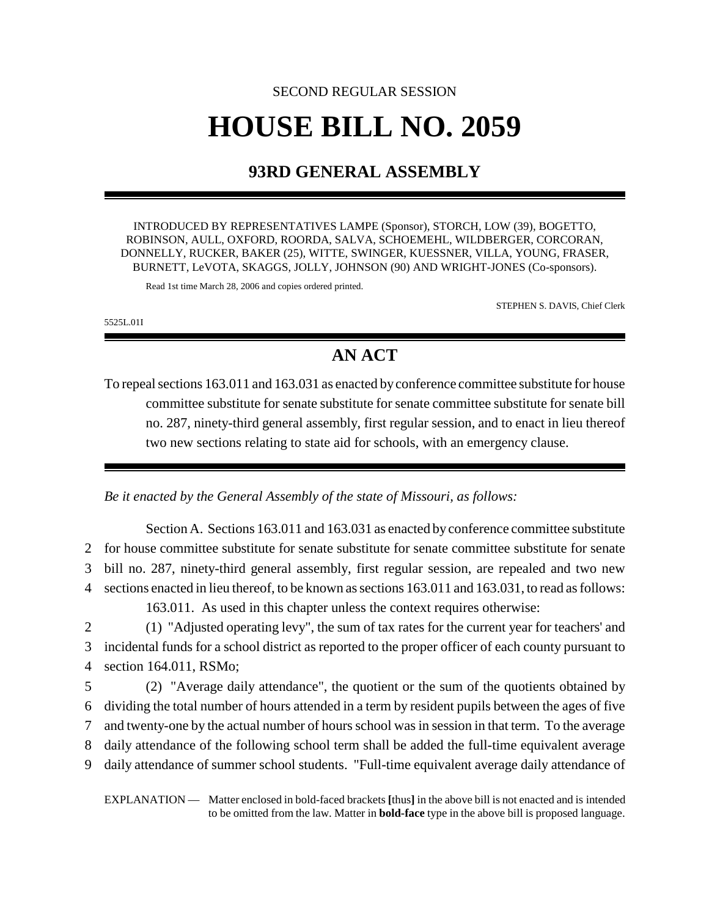SECOND REGULAR SESSION

# HOUSE BILL NO. 2059

## 93RD GENERAL ASSEMBLY

INTRODUCED BY REPRESENTATIVES LAMPE (Sponsor), STORCH, LOW (39), BOGETTO, ROBINSON, AULL, OXFORD, ROORDA, SALVA, SCHOEMEHL, WILDBERGER, CORCORAN, DONNELLY, RUCKER, BAKER (25), WITTE, SWINGER, KUESSNER, VILLA, YOUNG, FRASER, BURNETT, LeVOTA, SKAGGS, JOLLY, JOHNSON (90) AND WRIGHT-JONES (Co-sponsors).

Read 1st time March 28, 2006 and copies ordered printed.

STEPHEN S. DAVIS, Chief Clerk

5525L.01I

## AN ACT

To repeal sections 163.011 and 163.031 as enacted by conference committee substitute for house committee substitute for senate substitute for senate committee substitute for senate bill no. 287, ninety-third general assembly, first regular session, and to enact in lieu thereof two new sections relating to state aid for schools, with an emergency clause.

*Be it enacted by the General Assembly of the state of Missouri, as follows:*

Section A. Sections 163.011 and 163.031 as enacted by conference committee substitute
2 for house committee substitute for senate substitute for senate committee substitute for senate
3 bill no. 287, ninety-third general assembly, first regular session, are repealed and two new
4 sections enacted in lieu thereof, to be known as sections 163.011 and 163.031, to read as follows:

163.011. As used in this chapter unless the context requires otherwise:
2 (1) "Adjusted operating levy", the sum of tax rates for the current year for teachers' and
3 incidental funds for a school district as reported to the proper officer of each county pursuant to
4 section 164.011, RSMo;
5 (2) "Average daily attendance", the quotient or the sum of the quotients obtained by
6 dividing the total number of hours attended in a term by resident pupils between the ages of five
7 and twenty-one by the actual number of hours school was in session in that term. To the average
8 daily attendance of the following school term shall be added the full-time equivalent average
9 daily attendance of summer school students. "Full-time equivalent average daily attendance of

EXPLANATION — Matter enclosed in bold-faced brackets **[**thus**]** in the above bill is not enacted and is intended to be omitted from the law. Matter in **bold-face** type in the above bill is proposed language.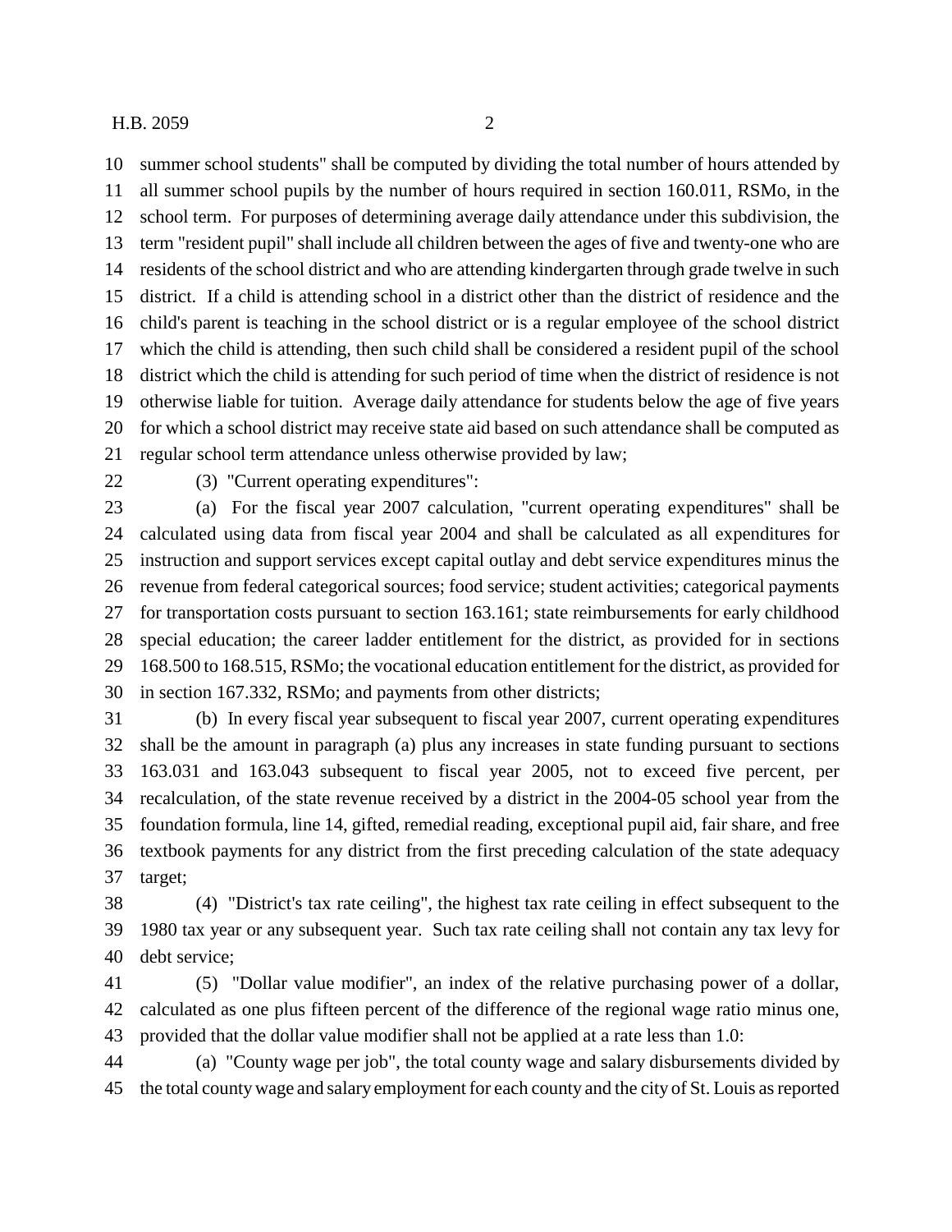summary school students" shall be computed by dividing the total number of hours attended by all summer school pupils by the number of hours required in section 160.011, RSMo, in the school term. For purposes of determining average daily attendance under this subdivision, the term "resident pupil" shall include all children between the ages of five and twenty-one who are residents of the school district and who are attending kindergarten through grade twelve in such district. If a child is attending school in a district other than the district of residence and the child's parent is teaching in the school district or is a regular employee of the school district which the child is attending, then such child shall be considered a resident pupil of the school district which the child is attending for such period of time when the district of residence is not otherwise liable for tuition. Average daily attendance for students below the age of five years for which a school district may receive state aid based on such attendance shall be computed as regular school term attendance unless otherwise provided by law;

(3) "Current operating expenditures":

(a) For the fiscal year 2007 calculation, "current operating expenditures" shall be calculated using data from fiscal year 2004 and shall be calculated as all expenditures for instruction and support services except capital outlay and debt service expenditures minus the revenue from federal categorical sources; food service; student activities; categorical payments for transportation costs pursuant to section 163.161; state reimbursements for early childhood special education; the career ladder entitlement for the district, as provided for in sections 168.500 to 168.515, RSMo; the vocational education entitlement for the district, as provided for in section 167.332, RSMo; and payments from other districts;

(b) In every fiscal year subsequent to fiscal year 2007, current operating expenditures shall be the amount in paragraph (a) plus any increases in state funding pursuant to sections 163.031 and 163.043 subsequent to fiscal year 2005, not to exceed five percent, per recalculation, of the state revenue received by a district in the 2004-05 school year from the foundation formula, line 14, gifted, remedial reading, exceptional pupil aid, fair share, and free textbook payments for any district from the first preceding calculation of the state adequacy target;

(4) "District's tax rate ceiling", the highest tax rate ceiling in effect subsequent to the 1980 tax year or any subsequent year. Such tax rate ceiling shall not contain any tax levy for debt service;

(5) "Dollar value modifier", an index of the relative purchasing power of a dollar, calculated as one plus fifteen percent of the difference of the regional wage ratio minus one, provided that the dollar value modifier shall not be applied at a rate less than 1.0:

(a) "County wage per job", the total county wage and salary disbursements divided by the total county wage and salary employment for each county and the city of St. Louis as reported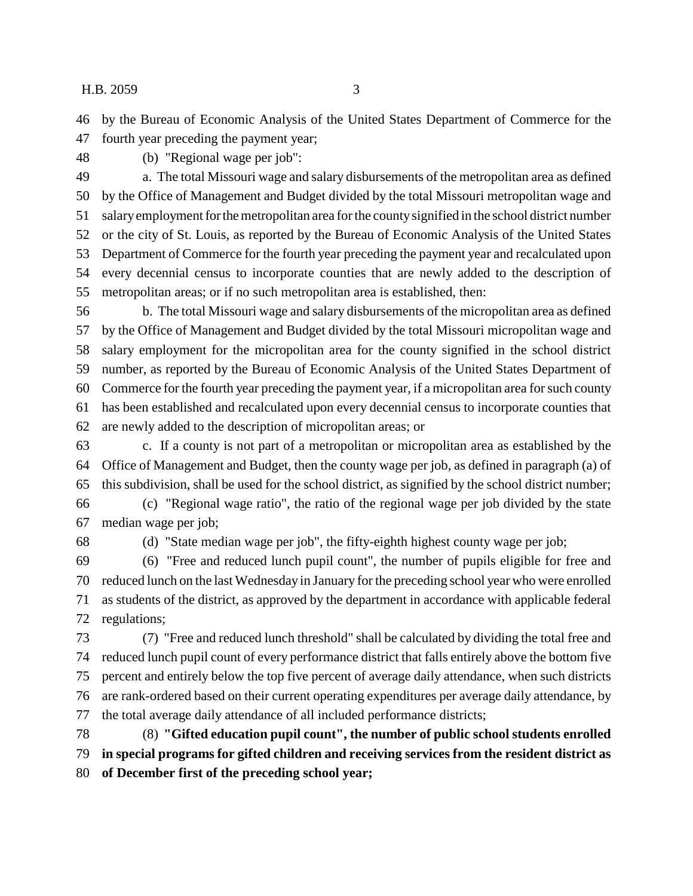by the Bureau of Economic Analysis of the United States Department of Commerce for the fourth year preceding the payment year;

(b) "Regional wage per job":

a. The total Missouri wage and salary disbursements of the metropolitan area as defined by the Office of Management and Budget divided by the total Missouri metropolitan wage and salary employment for the metropolitan area for the county signified in the school district number or the city of St. Louis, as reported by the Bureau of Economic Analysis of the United States Department of Commerce for the fourth year preceding the payment year and recalculated upon every decennial census to incorporate counties that are newly added to the description of metropolitan areas; or if no such metropolitan area is established, then:

b. The total Missouri wage and salary disbursements of the micropolitan area as defined by the Office of Management and Budget divided by the total Missouri micropolitan wage and salary employment for the micropolitan area for the county signified in the school district number, as reported by the Bureau of Economic Analysis of the United States Department of Commerce for the fourth year preceding the payment year, if a micropolitan area for such county has been established and recalculated upon every decennial census to incorporate counties that are newly added to the description of micropolitan areas; or

c. If a county is not part of a metropolitan or micropolitan area as established by the Office of Management and Budget, then the county wage per job, as defined in paragraph (a) of this subdivision, shall be used for the school district, as signified by the school district number;

(c) "Regional wage ratio", the ratio of the regional wage per job divided by the state median wage per job;

(d) "State median wage per job", the fifty-eighth highest county wage per job;

(6) "Free and reduced lunch pupil count", the number of pupils eligible for free and reduced lunch on the last Wednesday in January for the preceding school year who were enrolled as students of the district, as approved by the department in accordance with applicable federal regulations;

(7) "Free and reduced lunch threshold" shall be calculated by dividing the total free and reduced lunch pupil count of every performance district that falls entirely above the bottom five percent and entirely below the top five percent of average daily attendance, when such districts are rank-ordered based on their current operating expenditures per average daily attendance, by the total average daily attendance of all included performance districts;

(8) **"Gifted education pupil count", the number of public school students enrolled in special programs for gifted children and receiving services from the resident district as of December first of the preceding school year;**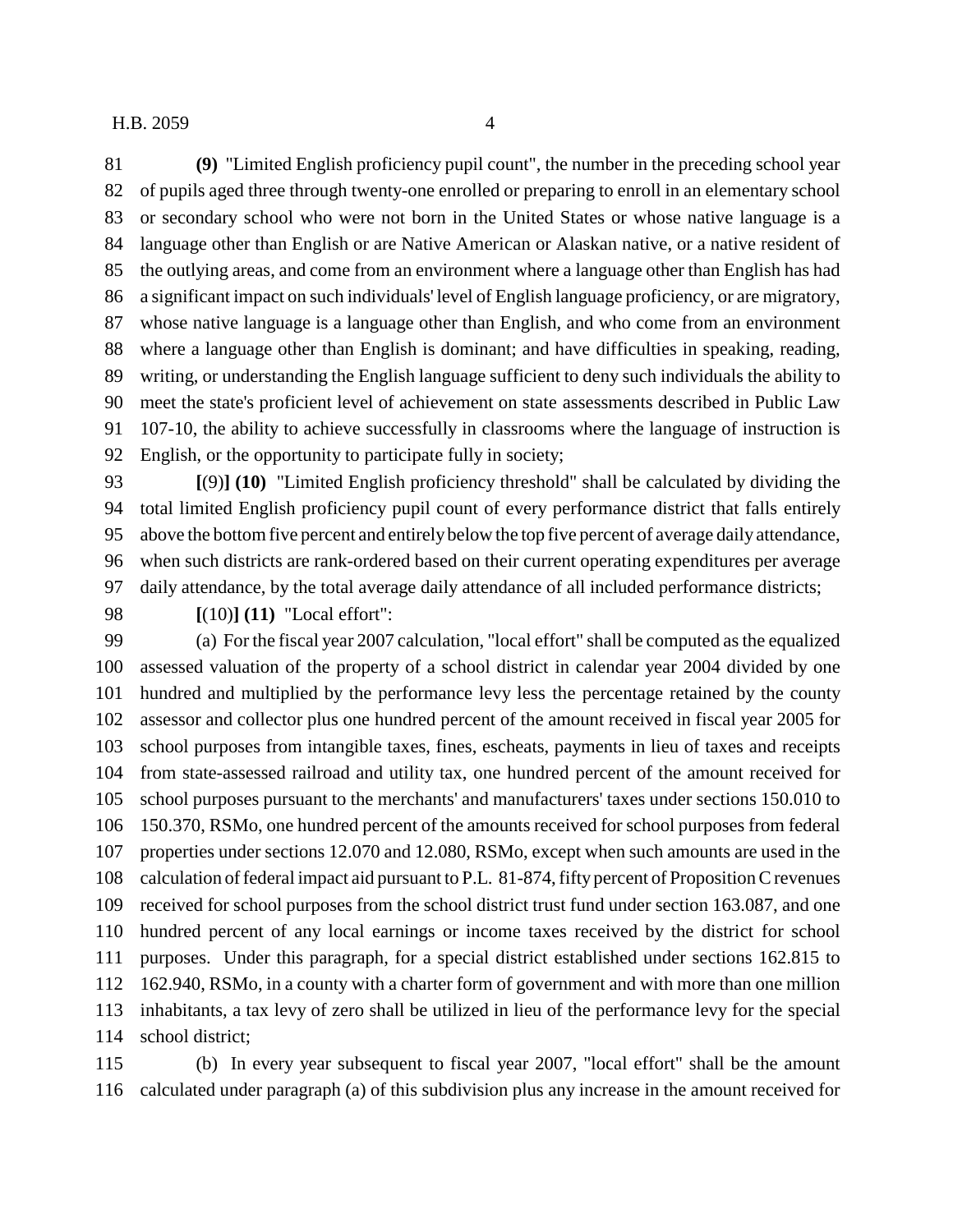**(9)** "Limited English proficiency pupil count", the number in the preceding school year of pupils aged three through twenty-one enrolled or preparing to enroll in an elementary school or secondary school who were not born in the United States or whose native language is a language other than English or are Native American or Alaskan native, or a native resident of the outlying areas, and come from an environment where a language other than English has had a significant impact on such individuals' level of English language proficiency, or are migratory, whose native language is a language other than English, and who come from an environment where a language other than English is dominant; and have difficulties in speaking, reading, writing, or understanding the English language sufficient to deny such individuals the ability to meet the state's proficient level of achievement on state assessments described in Public Law 107-10, the ability to achieve successfully in classrooms where the language of instruction is English, or the opportunity to participate fully in society;

**[**(9)**] (10)** "Limited English proficiency threshold" shall be calculated by dividing the total limited English proficiency pupil count of every performance district that falls entirely above the bottom five percent and entirely below the top five percent of average daily attendance, when such districts are rank-ordered based on their current operating expenditures per average daily attendance, by the total average daily attendance of all included performance districts;

**[**(10)**] (11)** "Local effort":

(a) For the fiscal year 2007 calculation, "local effort" shall be computed as the equalized assessed valuation of the property of a school district in calendar year 2004 divided by one hundred and multiplied by the performance levy less the percentage retained by the county assessor and collector plus one hundred percent of the amount received in fiscal year 2005 for school purposes from intangible taxes, fines, escheats, payments in lieu of taxes and receipts from state-assessed railroad and utility tax, one hundred percent of the amount received for school purposes pursuant to the merchants' and manufacturers' taxes under sections 150.010 to 150.370, RSMo, one hundred percent of the amounts received for school purposes from federal properties under sections 12.070 and 12.080, RSMo, except when such amounts are used in the calculation of federal impact aid pursuant to P.L. 81-874, fifty percent of Proposition C revenues received for school purposes from the school district trust fund under section 163.087, and one hundred percent of any local earnings or income taxes received by the district for school purposes. Under this paragraph, for a special district established under sections 162.815 to 162.940, RSMo, in a county with a charter form of government and with more than one million inhabitants, a tax levy of zero shall be utilized in lieu of the performance levy for the special school district;

(b) In every year subsequent to fiscal year 2007, "local effort" shall be the amount calculated under paragraph (a) of this subdivision plus any increase in the amount received for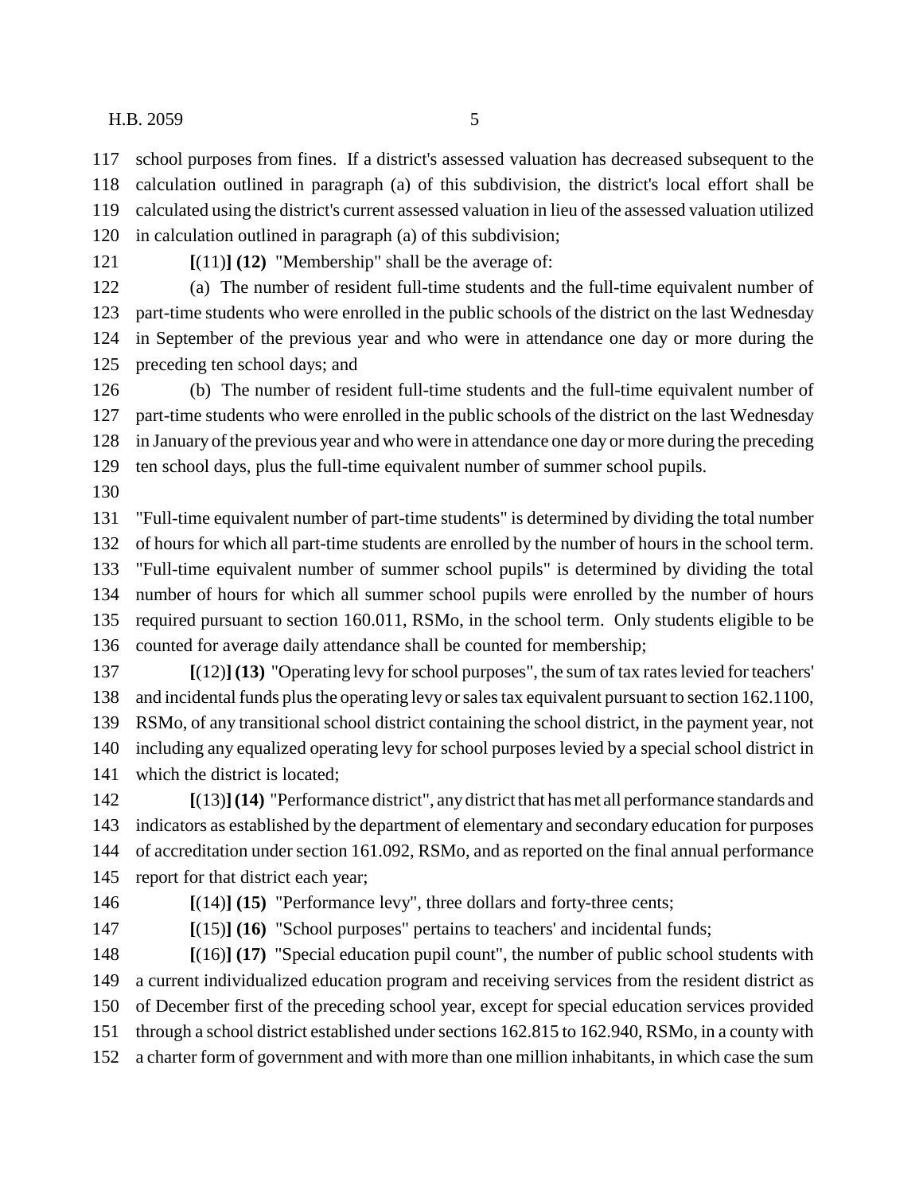school purposes from fines. If a district's assessed valuation has decreased subsequent to the calculation outlined in paragraph (a) of this subdivision, the district's local effort shall be calculated using the district's current assessed valuation in lieu of the assessed valuation utilized in calculation outlined in paragraph (a) of this subdivision;

**[**(11)**] (12)** "Membership" shall be the average of:

(a) The number of resident full-time students and the full-time equivalent number of part-time students who were enrolled in the public schools of the district on the last Wednesday in September of the previous year and who were in attendance one day or more during the preceding ten school days; and

(b) The number of resident full-time students and the full-time equivalent number of part-time students who were enrolled in the public schools of the district on the last Wednesday in January of the previous year and who were in attendance one day or more during the preceding ten school days, plus the full-time equivalent number of summer school pupils.

"Full-time equivalent number of part-time students" is determined by dividing the total number of hours for which all part-time students are enrolled by the number of hours in the school term. "Full-time equivalent number of summer school pupils" is determined by dividing the total number of hours for which all summer school pupils were enrolled by the number of hours required pursuant to section 160.011, RSMo, in the school term. Only students eligible to be counted for average daily attendance shall be counted for membership;

**[**(12)**] (13)** "Operating levy for school purposes", the sum of tax rates levied for teachers' and incidental funds plus the operating levy or sales tax equivalent pursuant to section 162.1100, RSMo, of any transitional school district containing the school district, in the payment year, not including any equalized operating levy for school purposes levied by a special school district in which the district is located;

**[**(13)**] (14)** "Performance district", any district that has met all performance standards and indicators as established by the department of elementary and secondary education for purposes of accreditation under section 161.092, RSMo, and as reported on the final annual performance report for that district each year;

**[**(14)**] (15)** "Performance levy", three dollars and forty-three cents;

**[**(15)**] (16)** "School purposes" pertains to teachers' and incidental funds;

**[**(16)**] (17)** "Special education pupil count", the number of public school students with a current individualized education program and receiving services from the resident district as of December first of the preceding school year, except for special education services provided through a school district established under sections 162.815 to 162.940, RSMo, in a county with a charter form of government and with more than one million inhabitants, in which case the sum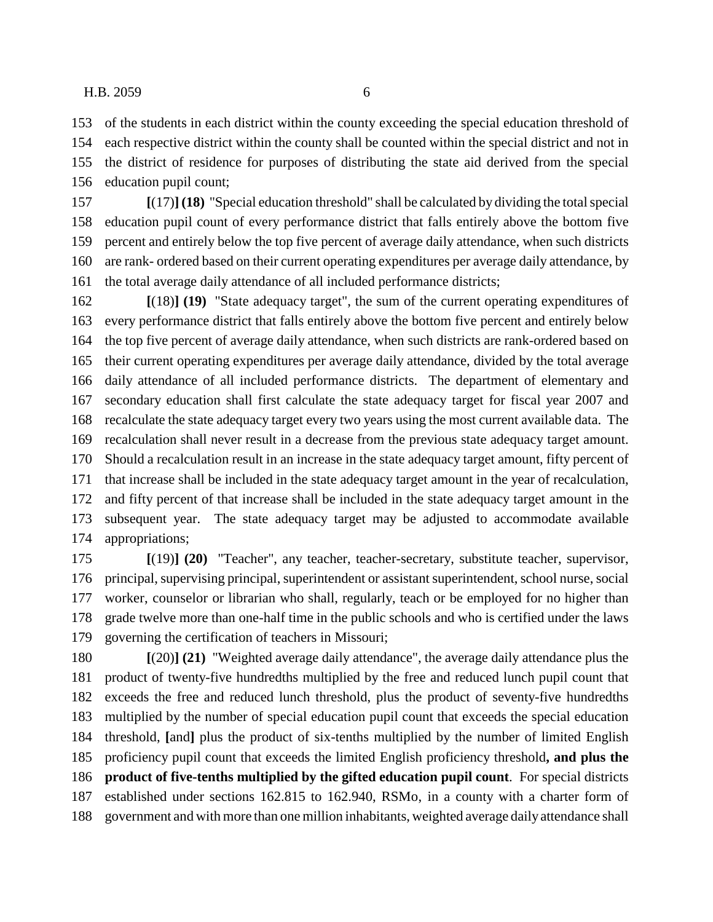of the students in each district within the county exceeding the special education threshold of each respective district within the county shall be counted within the special district and not in the district of residence for purposes of distributing the state aid derived from the special education pupil count;

**[**(17)**] (18)** "Special education threshold" shall be calculated by dividing the total special education pupil count of every performance district that falls entirely above the bottom five percent and entirely below the top five percent of average daily attendance, when such districts are rank- ordered based on their current operating expenditures per average daily attendance, by the total average daily attendance of all included performance districts;

**[**(18)**] (19)** "State adequacy target", the sum of the current operating expenditures of every performance district that falls entirely above the bottom five percent and entirely below the top five percent of average daily attendance, when such districts are rank-ordered based on their current operating expenditures per average daily attendance, divided by the total average daily attendance of all included performance districts. The department of elementary and secondary education shall first calculate the state adequacy target for fiscal year 2007 and recalculate the state adequacy target every two years using the most current available data. The recalculation shall never result in a decrease from the previous state adequacy target amount. Should a recalculation result in an increase in the state adequacy target amount, fifty percent of that increase shall be included in the state adequacy target amount in the year of recalculation, and fifty percent of that increase shall be included in the state adequacy target amount in the subsequent year. The state adequacy target may be adjusted to accommodate available appropriations;

**[**(19)**] (20)** "Teacher", any teacher, teacher-secretary, substitute teacher, supervisor, principal, supervising principal, superintendent or assistant superintendent, school nurse, social worker, counselor or librarian who shall, regularly, teach or be employed for no higher than grade twelve more than one-half time in the public schools and who is certified under the laws governing the certification of teachers in Missouri;

**[**(20)**] (21)** "Weighted average daily attendance", the average daily attendance plus the product of twenty-five hundredths multiplied by the free and reduced lunch pupil count that exceeds the free and reduced lunch threshold, plus the product of seventy-five hundredths multiplied by the number of special education pupil count that exceeds the special education threshold, **[**and**]** plus the product of six-tenths multiplied by the number of limited English proficiency pupil count that exceeds the limited English proficiency threshold**, and plus the product of five-tenths multiplied by the gifted education pupil count**. For special districts established under sections 162.815 to 162.940, RSMo, in a county with a charter form of government and with more than one million inhabitants, weighted average daily attendance shall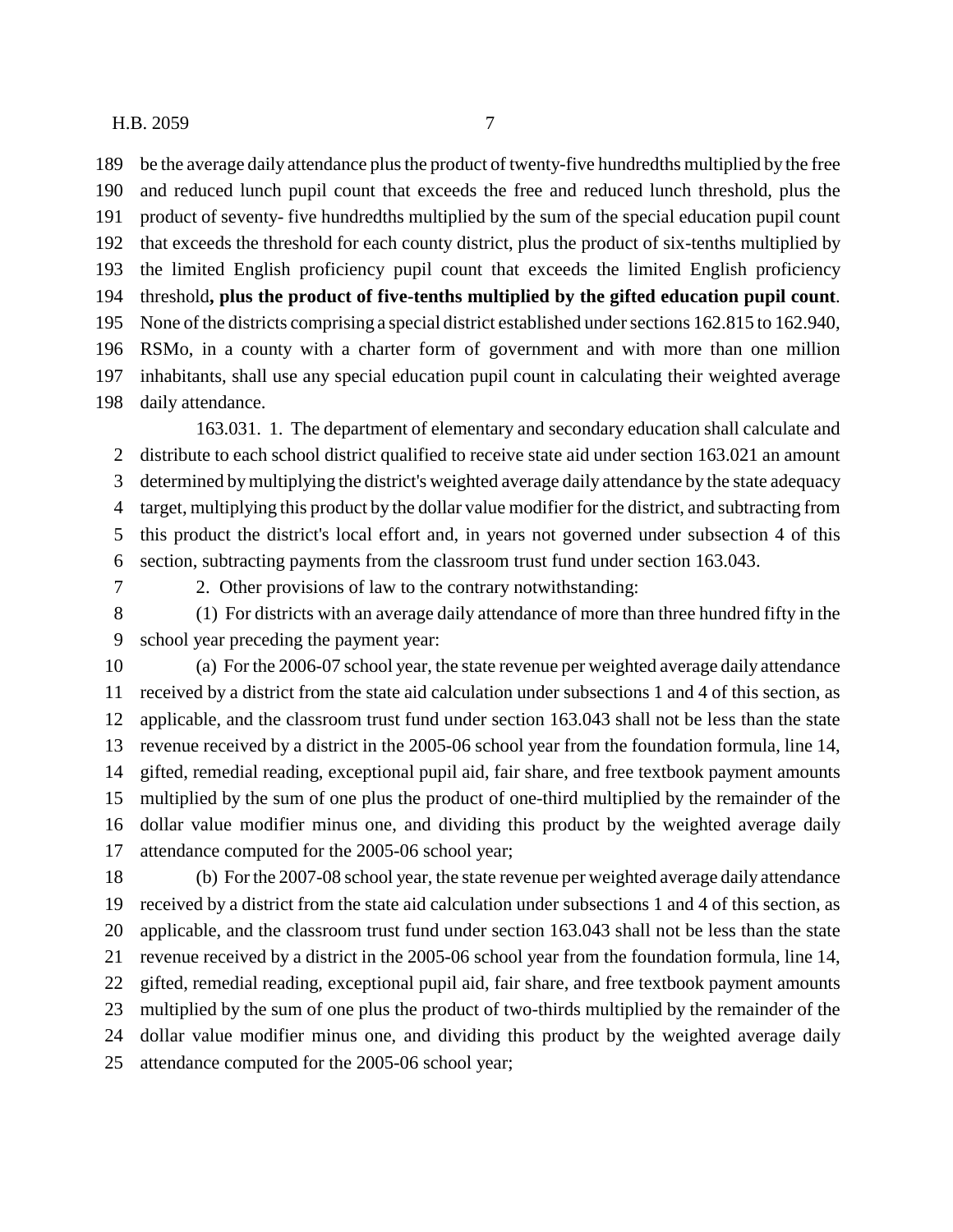be the average daily attendance plus the product of twenty-five hundredths multiplied by the free and reduced lunch pupil count that exceeds the free and reduced lunch threshold, plus the product of seventy- five hundredths multiplied by the sum of the special education pupil count that exceeds the threshold for each county district, plus the product of six-tenths multiplied by the limited English proficiency pupil count that exceeds the limited English proficiency threshold**, plus the product of five-tenths multiplied by the gifted education pupil count**. None of the districts comprising a special district established under sections 162.815 to 162.940, RSMo, in a county with a charter form of government and with more than one million inhabitants, shall use any special education pupil count in calculating their weighted average daily attendance.

163.031. 1. The department of elementary and secondary education shall calculate and distribute to each school district qualified to receive state aid under section 163.021 an amount determined by multiplying the district's weighted average daily attendance by the state adequacy target, multiplying this product by the dollar value modifier for the district, and subtracting from this product the district's local effort and, in years not governed under subsection 4 of this section, subtracting payments from the classroom trust fund under section 163.043.

2. Other provisions of law to the contrary notwithstanding:

(1) For districts with an average daily attendance of more than three hundred fifty in the school year preceding the payment year:

(a) For the 2006-07 school year, the state revenue per weighted average daily attendance received by a district from the state aid calculation under subsections 1 and 4 of this section, as applicable, and the classroom trust fund under section 163.043 shall not be less than the state revenue received by a district in the 2005-06 school year from the foundation formula, line 14, gifted, remedial reading, exceptional pupil aid, fair share, and free textbook payment amounts multiplied by the sum of one plus the product of one-third multiplied by the remainder of the dollar value modifier minus one, and dividing this product by the weighted average daily attendance computed for the 2005-06 school year;

(b) For the 2007-08 school year, the state revenue per weighted average daily attendance received by a district from the state aid calculation under subsections 1 and 4 of this section, as applicable, and the classroom trust fund under section 163.043 shall not be less than the state revenue received by a district in the 2005-06 school year from the foundation formula, line 14, gifted, remedial reading, exceptional pupil aid, fair share, and free textbook payment amounts multiplied by the sum of one plus the product of two-thirds multiplied by the remainder of the dollar value modifier minus one, and dividing this product by the weighted average daily attendance computed for the 2005-06 school year;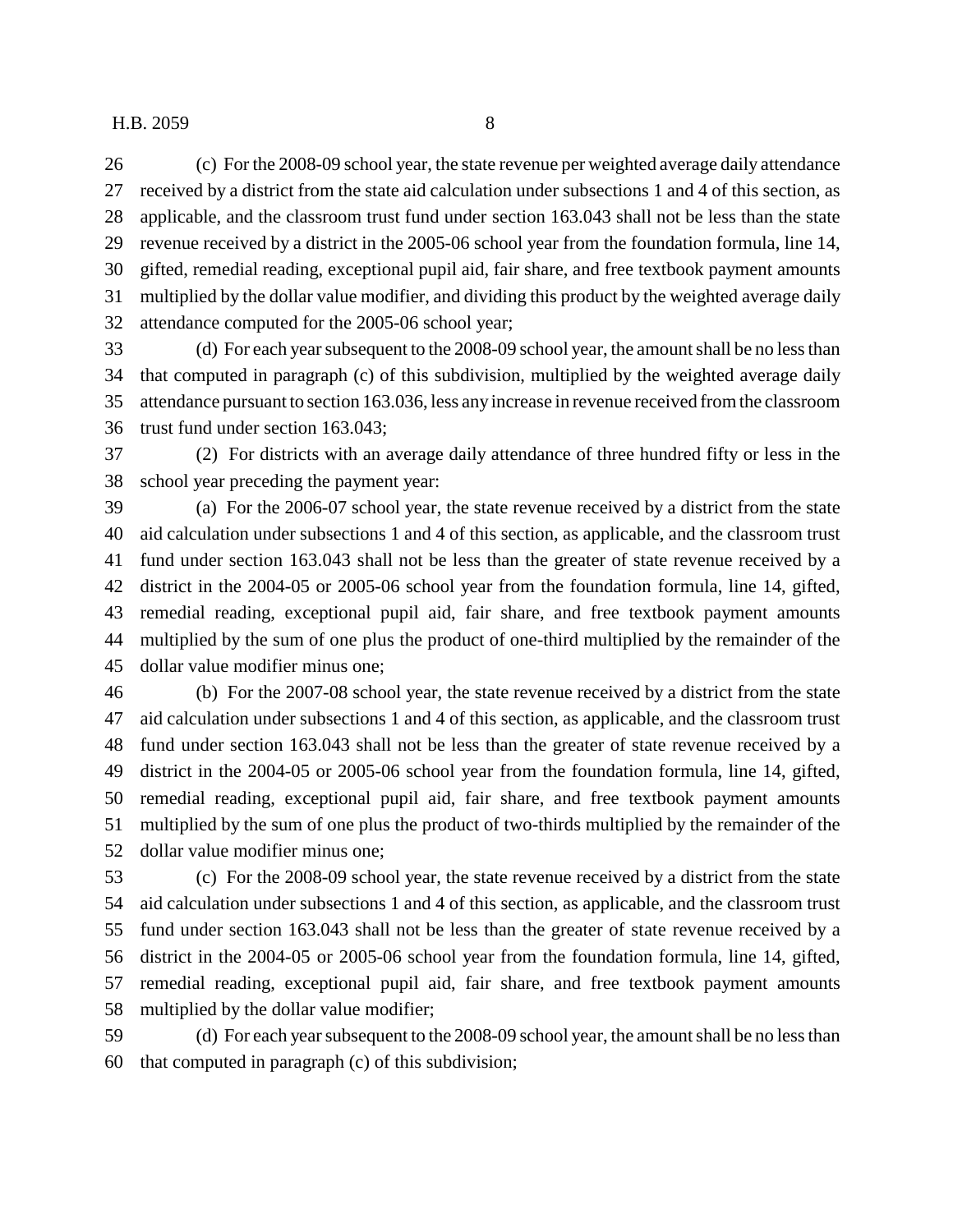(c) For the 2008-09 school year, the state revenue per weighted average daily attendance received by a district from the state aid calculation under subsections 1 and 4 of this section, as applicable, and the classroom trust fund under section 163.043 shall not be less than the state revenue received by a district in the 2005-06 school year from the foundation formula, line 14, gifted, remedial reading, exceptional pupil aid, fair share, and free textbook payment amounts multiplied by the dollar value modifier, and dividing this product by the weighted average daily attendance computed for the 2005-06 school year;

(d) For each year subsequent to the 2008-09 school year, the amount shall be no less than that computed in paragraph (c) of this subdivision, multiplied by the weighted average daily attendance pursuant to section 163.036, less any increase in revenue received from the classroom trust fund under section 163.043;

(2) For districts with an average daily attendance of three hundred fifty or less in the school year preceding the payment year:

(a) For the 2006-07 school year, the state revenue received by a district from the state aid calculation under subsections 1 and 4 of this section, as applicable, and the classroom trust fund under section 163.043 shall not be less than the greater of state revenue received by a district in the 2004-05 or 2005-06 school year from the foundation formula, line 14, gifted, remedial reading, exceptional pupil aid, fair share, and free textbook payment amounts multiplied by the sum of one plus the product of one-third multiplied by the remainder of the dollar value modifier minus one;

(b) For the 2007-08 school year, the state revenue received by a district from the state aid calculation under subsections 1 and 4 of this section, as applicable, and the classroom trust fund under section 163.043 shall not be less than the greater of state revenue received by a district in the 2004-05 or 2005-06 school year from the foundation formula, line 14, gifted, remedial reading, exceptional pupil aid, fair share, and free textbook payment amounts multiplied by the sum of one plus the product of two-thirds multiplied by the remainder of the dollar value modifier minus one;

(c) For the 2008-09 school year, the state revenue received by a district from the state aid calculation under subsections 1 and 4 of this section, as applicable, and the classroom trust fund under section 163.043 shall not be less than the greater of state revenue received by a district in the 2004-05 or 2005-06 school year from the foundation formula, line 14, gifted, remedial reading, exceptional pupil aid, fair share, and free textbook payment amounts multiplied by the dollar value modifier;

(d) For each year subsequent to the 2008-09 school year, the amount shall be no less than that computed in paragraph (c) of this subdivision;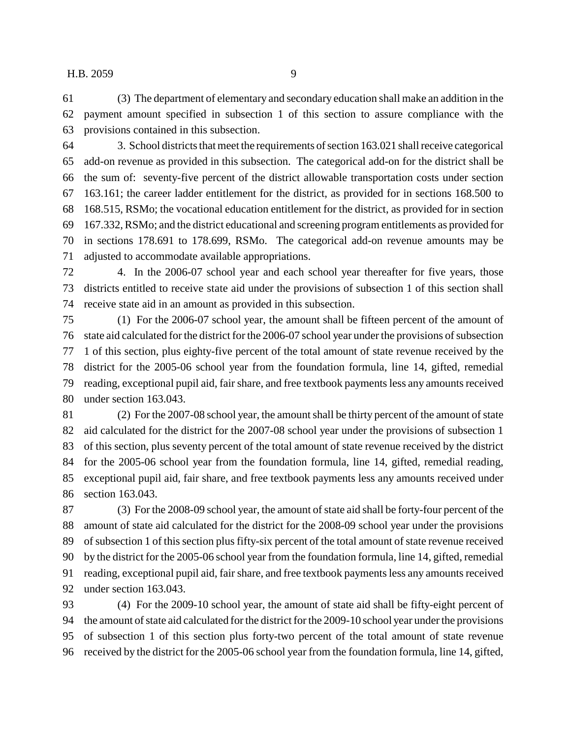(3) The department of elementary and secondary education shall make an addition in the payment amount specified in subsection 1 of this section to assure compliance with the provisions contained in this subsection.

3. School districts that meet the requirements of section 163.021 shall receive categorical add-on revenue as provided in this subsection. The categorical add-on for the district shall be the sum of: seventy-five percent of the district allowable transportation costs under section 163.161; the career ladder entitlement for the district, as provided for in sections 168.500 to 168.515, RSMo; the vocational education entitlement for the district, as provided for in section 167.332, RSMo; and the district educational and screening program entitlements as provided for in sections 178.691 to 178.699, RSMo. The categorical add-on revenue amounts may be adjusted to accommodate available appropriations.

4. In the 2006-07 school year and each school year thereafter for five years, those districts entitled to receive state aid under the provisions of subsection 1 of this section shall receive state aid in an amount as provided in this subsection.

(1) For the 2006-07 school year, the amount shall be fifteen percent of the amount of state aid calculated for the district for the 2006-07 school year under the provisions of subsection 1 of this section, plus eighty-five percent of the total amount of state revenue received by the district for the 2005-06 school year from the foundation formula, line 14, gifted, remedial reading, exceptional pupil aid, fair share, and free textbook payments less any amounts received under section 163.043.

(2) For the 2007-08 school year, the amount shall be thirty percent of the amount of state aid calculated for the district for the 2007-08 school year under the provisions of subsection 1 of this section, plus seventy percent of the total amount of state revenue received by the district for the 2005-06 school year from the foundation formula, line 14, gifted, remedial reading, exceptional pupil aid, fair share, and free textbook payments less any amounts received under section 163.043.

(3) For the 2008-09 school year, the amount of state aid shall be forty-four percent of the amount of state aid calculated for the district for the 2008-09 school year under the provisions of subsection 1 of this section plus fifty-six percent of the total amount of state revenue received by the district for the 2005-06 school year from the foundation formula, line 14, gifted, remedial reading, exceptional pupil aid, fair share, and free textbook payments less any amounts received under section 163.043.

(4) For the 2009-10 school year, the amount of state aid shall be fifty-eight percent of the amount of state aid calculated for the district for the 2009-10 school year under the provisions of subsection 1 of this section plus forty-two percent of the total amount of state revenue received by the district for the 2005-06 school year from the foundation formula, line 14, gifted,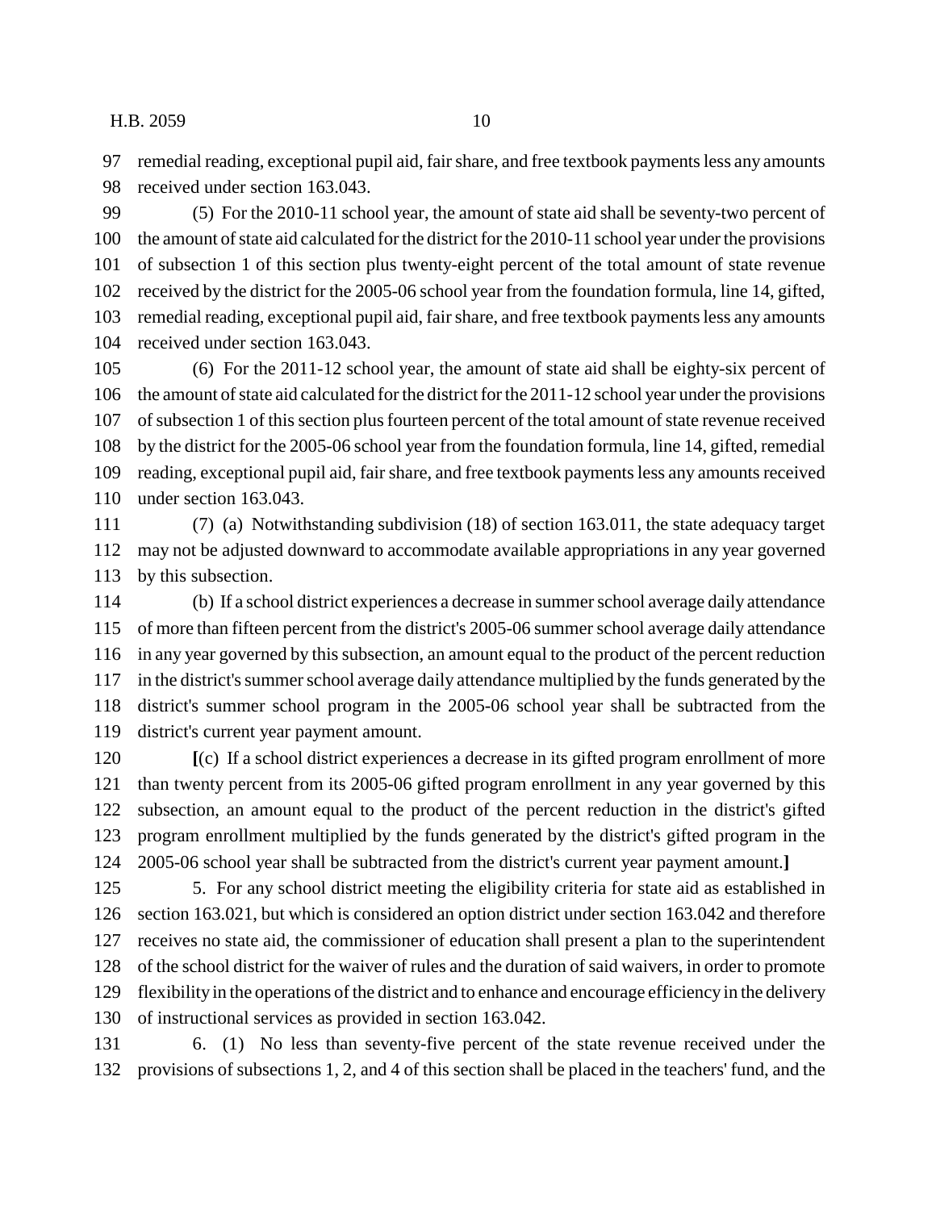remedial reading, exceptional pupil aid, fair share, and free textbook payments less any amounts received under section 163.043.

(5) For the 2010-11 school year, the amount of state aid shall be seventy-two percent of the amount of state aid calculated for the district for the 2010-11 school year under the provisions of subsection 1 of this section plus twenty-eight percent of the total amount of state revenue received by the district for the 2005-06 school year from the foundation formula, line 14, gifted, remedial reading, exceptional pupil aid, fair share, and free textbook payments less any amounts received under section 163.043.

(6) For the 2011-12 school year, the amount of state aid shall be eighty-six percent of the amount of state aid calculated for the district for the 2011-12 school year under the provisions of subsection 1 of this section plus fourteen percent of the total amount of state revenue received by the district for the 2005-06 school year from the foundation formula, line 14, gifted, remedial reading, exceptional pupil aid, fair share, and free textbook payments less any amounts received under section 163.043.

(7) (a) Notwithstanding subdivision (18) of section 163.011, the state adequacy target may not be adjusted downward to accommodate available appropriations in any year governed by this subsection.

(b) If a school district experiences a decrease in summer school average daily attendance of more than fifteen percent from the district's 2005-06 summer school average daily attendance in any year governed by this subsection, an amount equal to the product of the percent reduction in the district's summer school average daily attendance multiplied by the funds generated by the district's summer school program in the 2005-06 school year shall be subtracted from the district's current year payment amount.

**[**(c) If a school district experiences a decrease in its gifted program enrollment of more than twenty percent from its 2005-06 gifted program enrollment in any year governed by this subsection, an amount equal to the product of the percent reduction in the district's gifted program enrollment multiplied by the funds generated by the district's gifted program in the 2005-06 school year shall be subtracted from the district's current year payment amount.**]**

5. For any school district meeting the eligibility criteria for state aid as established in section 163.021, but which is considered an option district under section 163.042 and therefore receives no state aid, the commissioner of education shall present a plan to the superintendent of the school district for the waiver of rules and the duration of said waivers, in order to promote flexibility in the operations of the district and to enhance and encourage efficiency in the delivery of instructional services as provided in section 163.042.

6. (1) No less than seventy-five percent of the state revenue received under the provisions of subsections 1, 2, and 4 of this section shall be placed in the teachers' fund, and the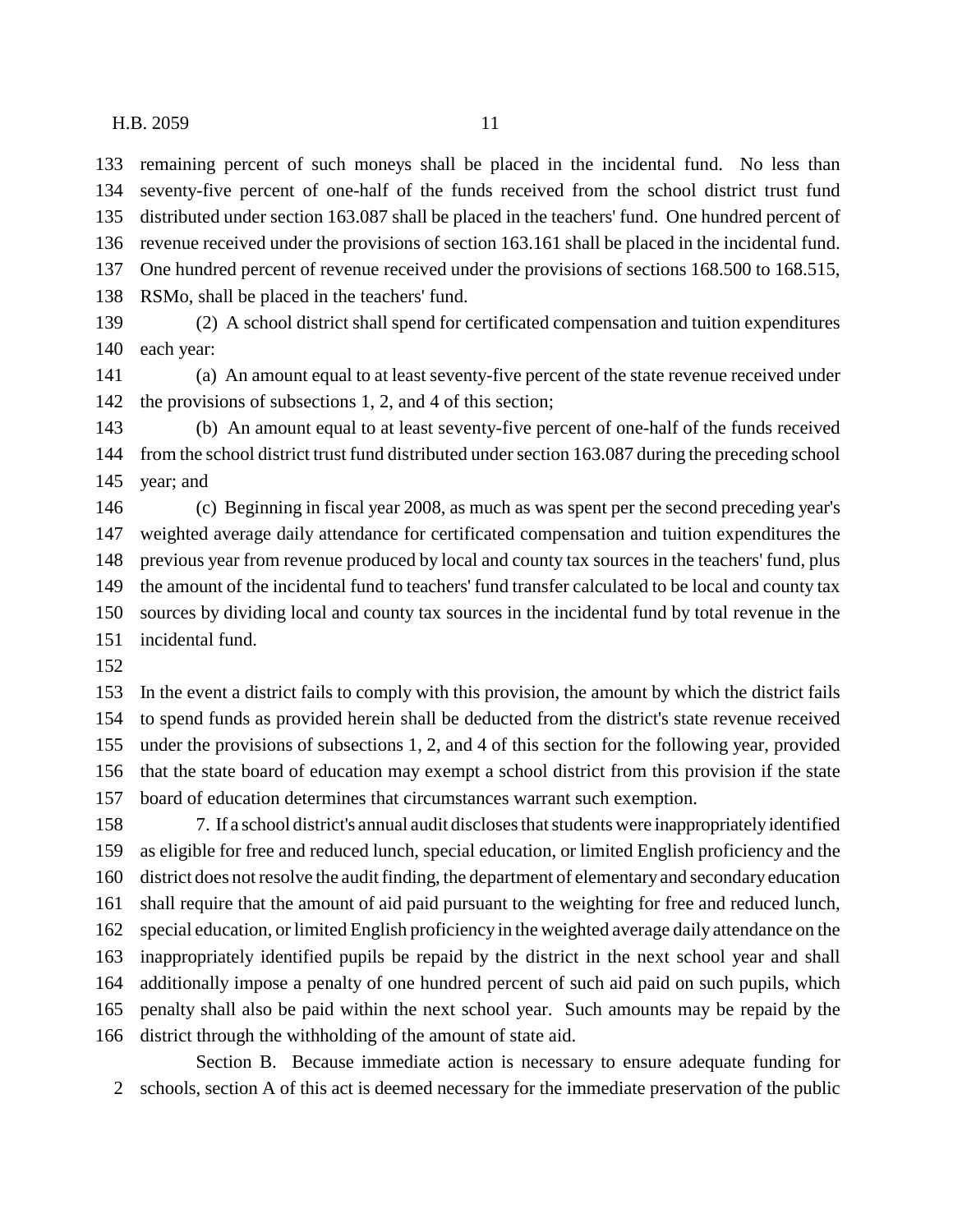remaining percent of such moneys shall be placed in the incidental fund. No less than seventy-five percent of one-half of the funds received from the school district trust fund distributed under section 163.087 shall be placed in the teachers' fund. One hundred percent of revenue received under the provisions of section 163.161 shall be placed in the incidental fund. One hundred percent of revenue received under the provisions of sections 168.500 to 168.515, RSMo, shall be placed in the teachers' fund.

(2) A school district shall spend for certificated compensation and tuition expenditures each year:

(a) An amount equal to at least seventy-five percent of the state revenue received under the provisions of subsections 1, 2, and 4 of this section;

(b) An amount equal to at least seventy-five percent of one-half of the funds received from the school district trust fund distributed under section 163.087 during the preceding school year; and

(c) Beginning in fiscal year 2008, as much as was spent per the second preceding year's weighted average daily attendance for certificated compensation and tuition expenditures the previous year from revenue produced by local and county tax sources in the teachers' fund, plus the amount of the incidental fund to teachers' fund transfer calculated to be local and county tax sources by dividing local and county tax sources in the incidental fund by total revenue in the incidental fund.

In the event a district fails to comply with this provision, the amount by which the district fails to spend funds as provided herein shall be deducted from the district's state revenue received under the provisions of subsections 1, 2, and 4 of this section for the following year, provided that the state board of education may exempt a school district from this provision if the state board of education determines that circumstances warrant such exemption.

7. If a school district's annual audit discloses that students were inappropriately identified as eligible for free and reduced lunch, special education, or limited English proficiency and the district does not resolve the audit finding, the department of elementary and secondary education shall require that the amount of aid paid pursuant to the weighting for free and reduced lunch, special education, or limited English proficiency in the weighted average daily attendance on the inappropriately identified pupils be repaid by the district in the next school year and shall additionally impose a penalty of one hundred percent of such aid paid on such pupils, which penalty shall also be paid within the next school year. Such amounts may be repaid by the district through the withholding of the amount of state aid.

Section B. Because immediate action is necessary to ensure adequate funding for schools, section A of this act is deemed necessary for the immediate preservation of the public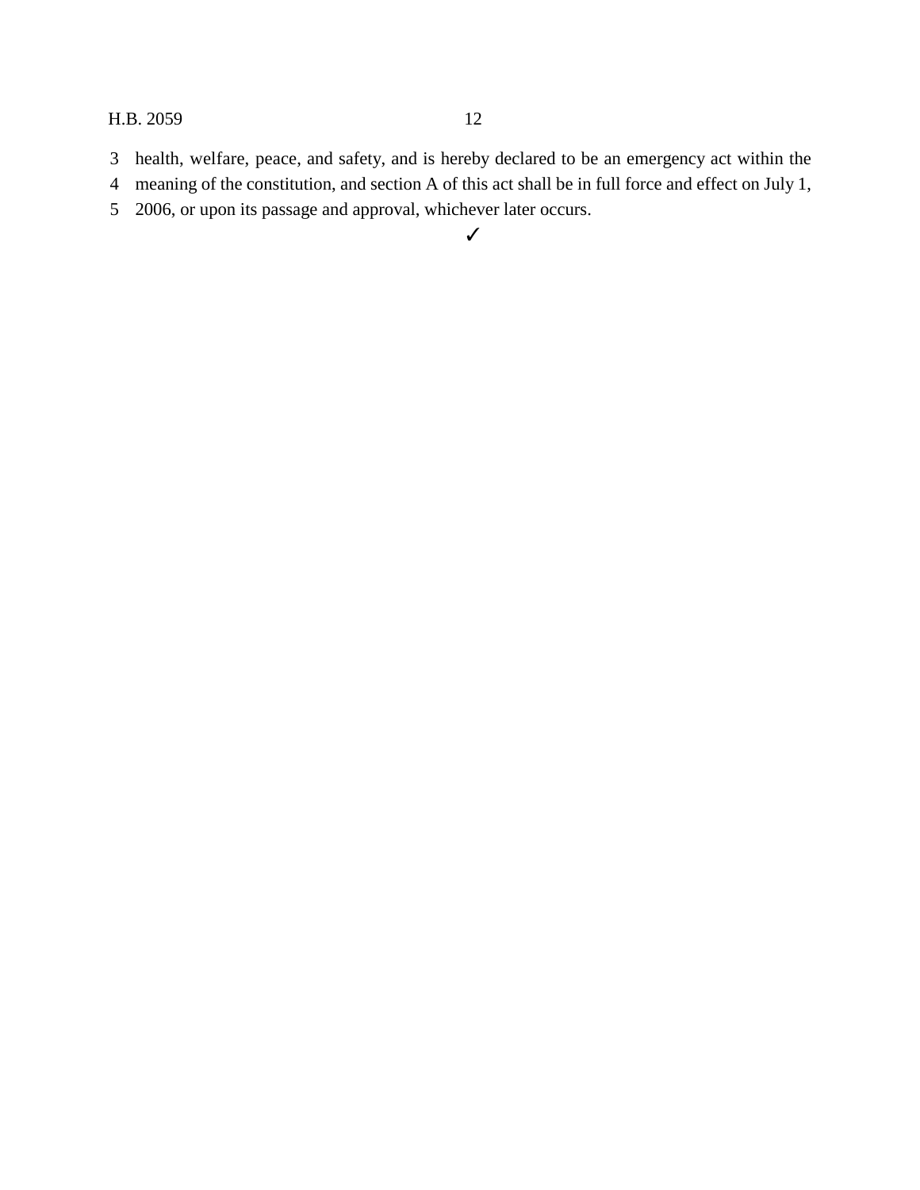health, welfare, peace, and safety, and is hereby declared to be an emergency act within the meaning of the constitution, and section A of this act shall be in full force and effect on July 1, 2006, or upon its passage and approval, whichever later occurs.

✓